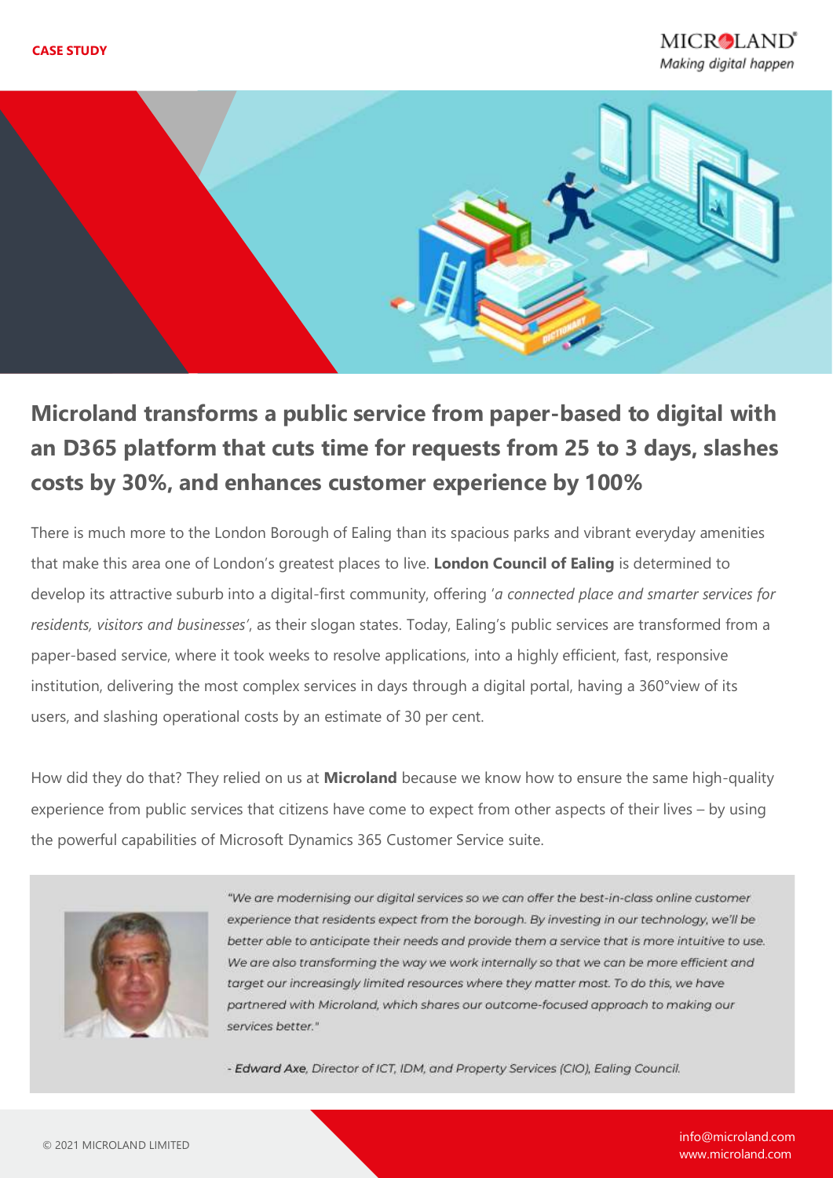**CASE STUDY**

# Microland transforms a public service from paper-based to digital with an D365 platform that cuts time for requests from 25 to 3 days, slashes costs by 30%, and enhances customer experience by 100%

There is much more to the London Borough of Ealing than its spacious parks and vibrant everyday amenities that make this area one of London's greatest places to live. **London Council of Ealing** is determined to develop its attractive suburb into a digital-first community, offering '*a connected place and smarter services for residents, visitors and businesses*', as their slogan states. Today, Ealing's public services are transformed from a paper-based service, where it took weeks to resolve applications, into a highly efficient, fast, responsive institution, delivering the most complex services in days through a digital portal, having a 360°view of its users, and slashing operational costs by an estimate of 30 per cent.

How did they do that? They relied on us at **Microland** because we know how to ensure the same high-quality experience from public services that citizens have come to expect from other aspects of their lives – by using the powerful capabilities of Microsoft Dynamics 365 Customer Service suite.

*"We are modernising our digital services so we can offer the best-in-class online customer experience that residents expect from the borough. By investing in our technology, we'll be better able to anticipate their needs and provide them a service that is more intuitive to use. We are also transforming the way we work internally so that we can be more efficient and target our increasingly limited resources where they matter most. To do this, we have partnered with Microland, which shares our outcome-focused approach to making our services better."*

*- **Edward Axe**, Director of ICT, IDM, and Property Services (CIO), Ealing Council.*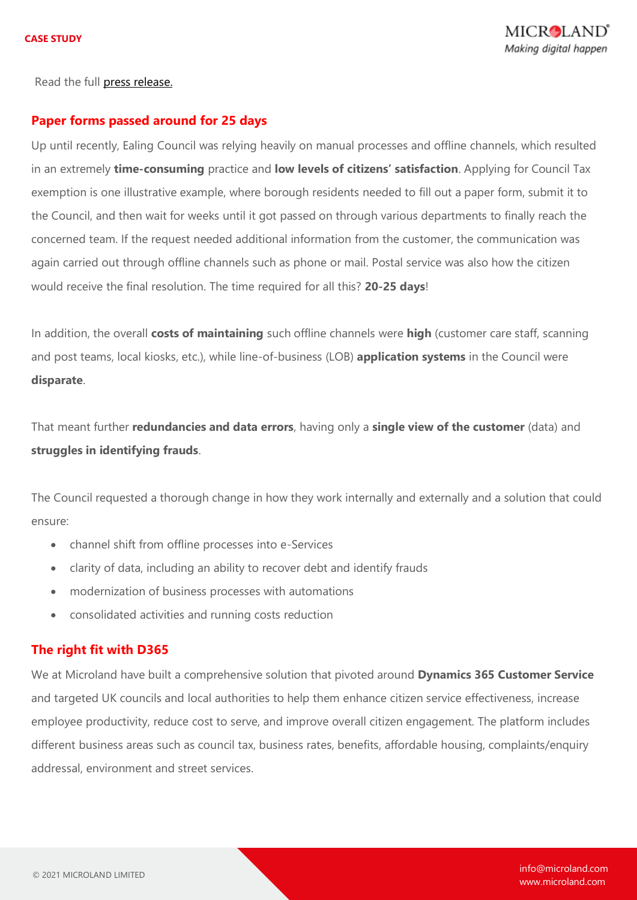Read the full press release.

## Paper forms passed around for 25 days

Up until recently, Ealing Council was relying heavily on manual processes and offline channels, which resulted in an extremely **time-consuming** practice and **low levels of citizens' satisfaction**. Applying for Council Tax exemption is one illustrative example, where borough residents needed to fill out a paper form, submit it to the Council, and then wait for weeks until it got passed on through various departments to finally reach the concerned team. If the request needed additional information from the customer, the communication was again carried out through offline channels such as phone or mail. Postal service was also how the citizen would receive the final resolution. The time required for all this? **20-25 days**!

In addition, the overall **costs of maintaining** such offline channels were **high** (customer care staff, scanning and post teams, local kiosks, etc.), while line-of-business (LOB) **application systems** in the Council were **disparate**.

That meant further **redundancies and data errors**, having only a **single view of the customer** (data) and **struggles in identifying frauds**.

The Council requested a thorough change in how they work internally and externally and a solution that could ensure:

- channel shift from offline processes into e-Services
- clarity of data, including an ability to recover debt and identify frauds
- modernization of business processes with automations
- consolidated activities and running costs reduction

## The right fit with D365

We at Microland have built a comprehensive solution that pivoted around **Dynamics 365 Customer Service** and targeted UK councils and local authorities to help them enhance citizen service effectiveness, increase employee productivity, reduce cost to serve, and improve overall citizen engagement. The platform includes different business areas such as council tax, business rates, benefits, affordable housing, complaints/enquiry addressal, environment and street services.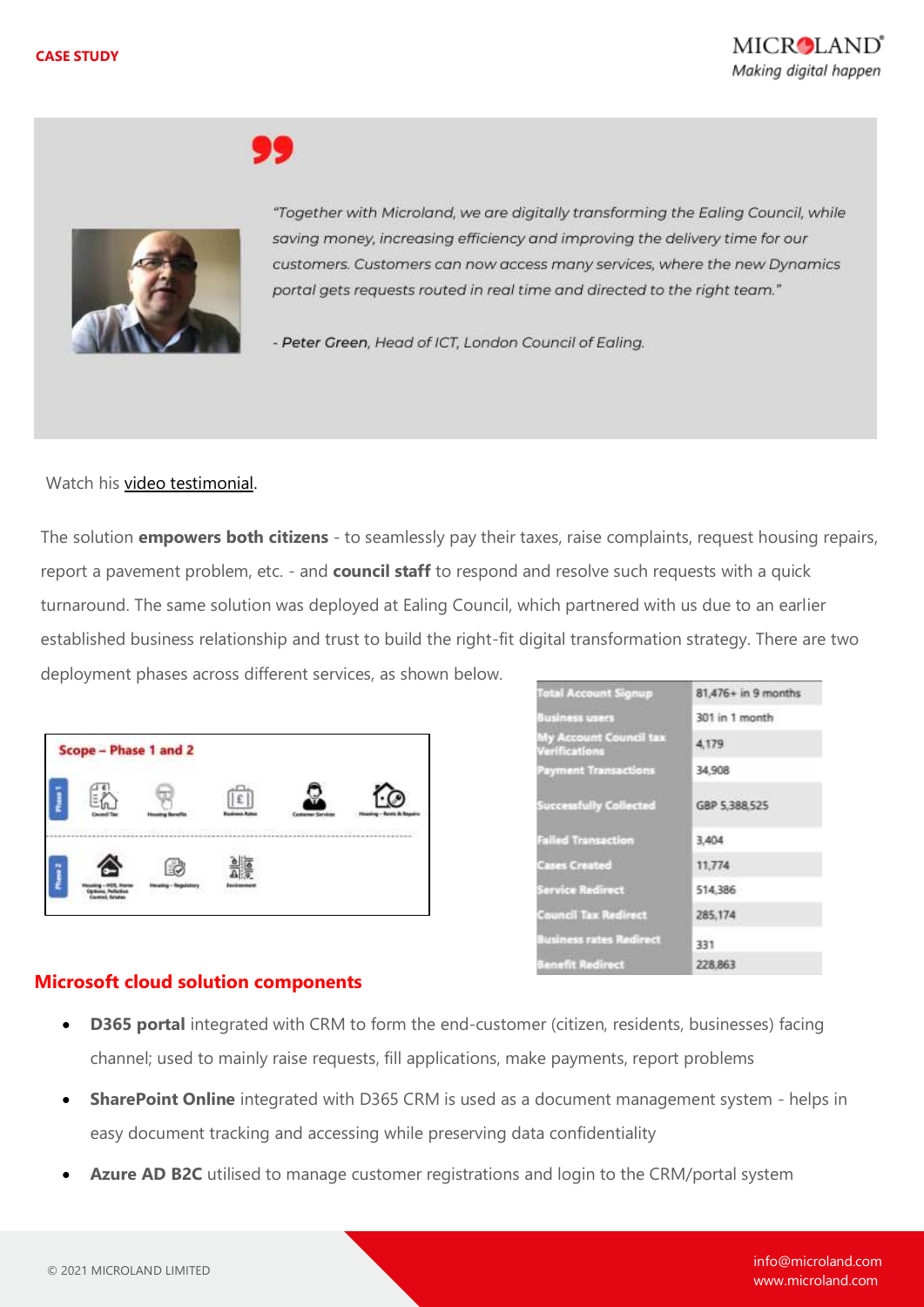> "Together with Microland, we are digitally transforming the Ealing Council, while saving money, increasing efficiency and improving the delivery time for our customers. Customers can now access many services, where the new Dynamics portal gets requests routed in real time and directed to the right team."
>
> - **Peter Green**, Head of ICT, London Council of Ealing.

Watch his video testimonial.

The solution **empowers both citizens** - to seamlessly pay their taxes, raise complaints, request housing repairs, report a pavement problem, etc. - and **council staff** to respond and resolve such requests with a quick turnaround. The same solution was deployed at Ealing Council, which partnered with us due to an earlier established business relationship and trust to build the right-fit digital transformation strategy. There are two deployment phases across different services, as shown below.

**Scope – Phase 1 and 2**

- Phase 1: Council Tax, Housing Benefits, Business Rates, Customer Services, Housing – Rents & Repairs
- Phase 2: Housing – HOS, Home Options, Pollution Control, Estates; Housing – Regulatory; Environment

| | |
|---|---|
| Total Account Signup | 81,476+ in 9 months |
| Business users | 301 in 1 month |
| My Account Council tax Verifications | 4,179 |
| Payment Transactions | 34,908 |
| Successfully Collected | GBP 5,388,525 |
| Failed Transaction | 3,404 |
| Cases Created | 11,774 |
| Service Redirect | 514,386 |
| Council Tax Redirect | 285,174 |
| Business rates Redirect | 331 |
| Benefit Redirect | 228,863 |

## Microsoft cloud solution components

- **D365 portal** integrated with CRM to form the end-customer (citizen, residents, businesses) facing channel; used to mainly raise requests, fill applications, make payments, report problems
- **SharePoint Online** integrated with D365 CRM is used as a document management system - helps in easy document tracking and accessing while preserving data confidentiality
- **Azure AD B2C** utilised to manage customer registrations and login to the CRM/portal system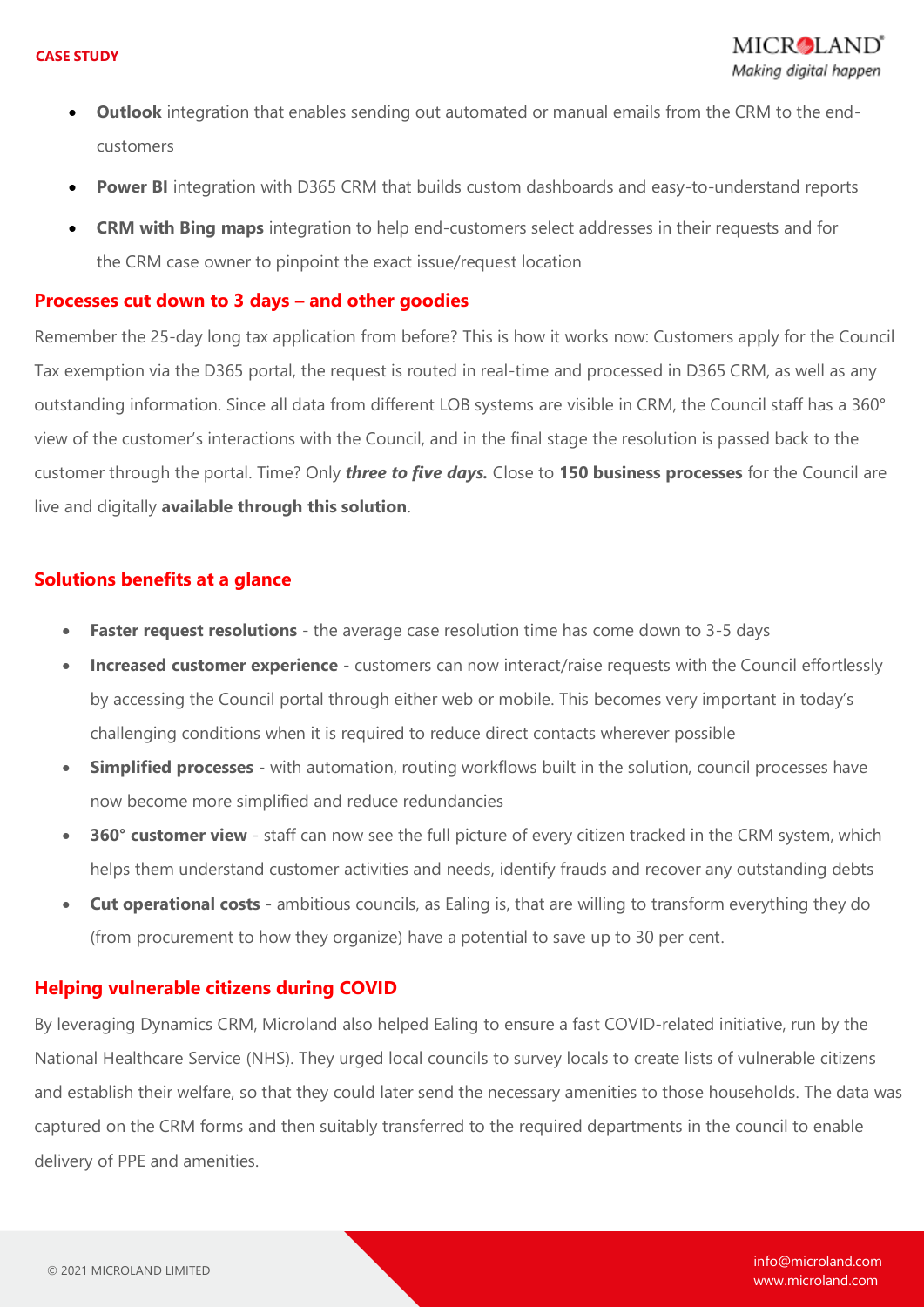- **Outlook** integration that enables sending out automated or manual emails from the CRM to the end-customers
- **Power BI** integration with D365 CRM that builds custom dashboards and easy-to-understand reports
- **CRM with Bing maps** integration to help end-customers select addresses in their requests and for the CRM case owner to pinpoint the exact issue/request location

## Processes cut down to 3 days – and other goodies

Remember the 25-day long tax application from before? This is how it works now: Customers apply for the Council Tax exemption via the D365 portal, the request is routed in real-time and processed in D365 CRM, as well as any outstanding information. Since all data from different LOB systems are visible in CRM, the Council staff has a 360° view of the customer's interactions with the Council, and in the final stage the resolution is passed back to the customer through the portal. Time? Only ***three to five days.*** Close to **150 business processes** for the Council are live and digitally **available through this solution**.

## Solutions benefits at a glance

- **Faster request resolutions** - the average case resolution time has come down to 3-5 days
- **Increased customer experience** - customers can now interact/raise requests with the Council effortlessly by accessing the Council portal through either web or mobile. This becomes very important in today's challenging conditions when it is required to reduce direct contacts wherever possible
- **Simplified processes** - with automation, routing workflows built in the solution, council processes have now become more simplified and reduce redundancies
- **360° customer view** - staff can now see the full picture of every citizen tracked in the CRM system, which helps them understand customer activities and needs, identify frauds and recover any outstanding debts
- **Cut operational costs** - ambitious councils, as Ealing is, that are willing to transform everything they do (from procurement to how they organize) have a potential to save up to 30 per cent.

## Helping vulnerable citizens during COVID

By leveraging Dynamics CRM, Microland also helped Ealing to ensure a fast COVID-related initiative, run by the National Healthcare Service (NHS). They urged local councils to survey locals to create lists of vulnerable citizens and establish their welfare, so that they could later send the necessary amenities to those households. The data was captured on the CRM forms and then suitably transferred to the required departments in the council to enable delivery of PPE and amenities.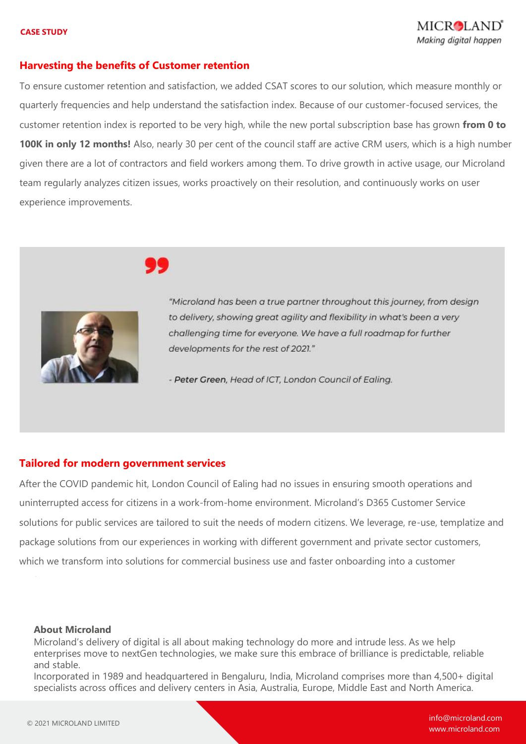## Harvesting the benefits of Customer retention

To ensure customer retention and satisfaction, we added CSAT scores to our solution, which measure monthly or quarterly frequencies and help understand the satisfaction index. Because of our customer-focused services, the customer retention index is reported to be very high, while the new portal subscription base has grown **from 0 to 100K in only 12 months!** Also, nearly 30 per cent of the council staff are active CRM users, which is a high number given there are a lot of contractors and field workers among them. To drive growth in active usage, our Microland team regularly analyzes citizen issues, works proactively on their resolution, and continuously works on user experience improvements.

> *"Microland has been a true partner throughout this journey, from design to delivery, showing great agility and flexibility in what's been a very challenging time for everyone. We have a full roadmap for further developments for the rest of 2021."*
>
> *- **Peter Green**, Head of ICT, London Council of Ealing.*

## Tailored for modern government services

After the COVID pandemic hit, London Council of Ealing had no issues in ensuring smooth operations and uninterrupted access for citizens in a work-from-home environment. Microland's D365 Customer Service solutions for public services are tailored to suit the needs of modern citizens. We leverage, re-use, templatize and package solutions from our experiences in working with different government and private sector customers, which we transform into solutions for commercial business use and faster onboarding into a customer

**About Microland**

Microland's delivery of digital is all about making technology do more and intrude less. As we help enterprises move to nextGen technologies, we make sure this embrace of brilliance is predictable, reliable and stable.

Incorporated in 1989 and headquartered in Bengaluru, India, Microland comprises more than 4,500+ digital specialists across offices and delivery centers in Asia, Australia, Europe, Middle East and North America.

© 2021 MICROLAND LIMITED

info@microland.com
www.microland.com